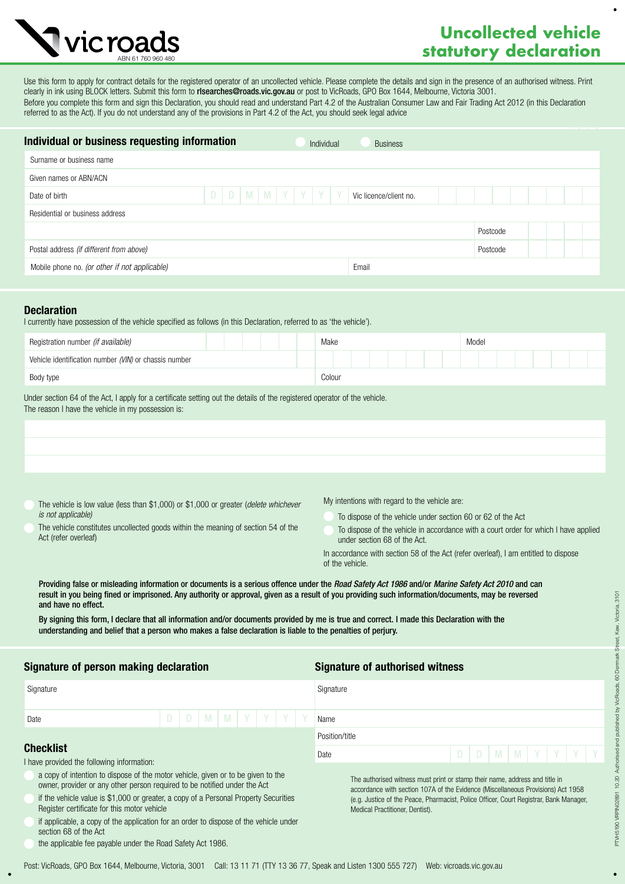vicroads
ABN 61 760 960 480

# Uncollected vehicle statutory declaration

Use this form to apply for contract details for the registered operator of an uncollected vehicle. Please complete the details and sign in the presence of an authorised witness. Print clearly in ink using BLOCK letters. Submit this form to **rlsearches@roads.vic.gov.au** or post to VicRoads, GPO Box 1644, Melbourne, Victoria 3001.

Before you complete this form and sign this Declaration, you should read and understand Part 4.2 of the Australian Consumer Law and Fair Trading Act 2012 (in this Declaration referred to as the Act). If you do not understand any of the provisions in Part 4.2 of the Act, you should seek legal advice

## Individual or business requesting information

○ Individual ○ Business

| | | | |
|---|---|---|---|
| Surname or business name | | | |
| Given names or ABN/ACN | | | |
| Date of birth | D D M M Y Y Y Y | Vic licence/client no. | |
| Residential or business address | | | |
| | | Postcode | |
| Postal address *(if different from above)* | | Postcode | |
| Mobile phone no. *(or other if not applicable)* | | Email | |

## Declaration

I currently have possession of the vehicle specified as follows (in this Declaration, referred to as 'the vehicle').

| | | | |
|---|---|---|---|
| Registration number *(if available)* | | Make | Model |
| Vehicle identification number *(VIN)* or chassis number | | | |
| Body type | | Colour | |

Under section 64 of the Act, I apply for a certificate setting out the details of the registered operator of the vehicle.

The reason I have the vehicle in my possession is:

○ The vehicle is low value (less than $1,000) or $1,000 or greater (*delete whichever is not applicable)*

○ The vehicle constitutes uncollected goods within the meaning of section 54 of the Act (refer overleaf)

My intentions with regard to the vehicle are:

○ To dispose of the vehicle under section 60 or 62 of the Act

○ To dispose of the vehicle in accordance with a court order for which I have applied under section 68 of the Act.

In accordance with section 58 of the Act (refer overleaf), I am entitled to dispose of the vehicle.

**Providing false or misleading information or documents is a serious offence under the *Road Safety Act 1986* and/or *Marine Safety Act 2010* and can result in you being fined or imprisoned. Any authority or approval, given as a result of you providing such information/documents, may be reversed and have no effect.**

**By signing this form, I declare that all information and/or documents provided by me is true and correct. I made this Declaration with the understanding and belief that a person who makes a false declaration is liable to the penalties of perjury.**

## Signature of person making declaration

| | |
|---|---|
| Signature | |
| Date | D D M M Y Y Y Y |

## Checklist

I have provided the following information:

○ a copy of intention to dispose of the motor vehicle, given or to be given to the owner, provider or any other person required to be notified under the Act

○ if the vehicle value is $1,000 or greater, a copy of a Personal Property Securities Register certificate for this motor vehicle

○ if applicable, a copy of the application for an order to dispose of the vehicle under section 68 of the Act

○ the applicable fee payable under the Road Safety Act 1986.

## Signature of authorised witness

| | |
|---|---|
| Signature | |
| Name | |
| Position/title | |
| Date | D D M M Y Y Y Y |

The authorised witness must print or stamp their name, address and title in accordance with section 107A of the Evidence (Miscellaneous Provisions) Act 1958 (e.g. Justice of the Peace, Pharmacist, Police Officer, Court Registrar, Bank Manager, Medical Practitioner, Dentist).

Post: VicRoads, GPO Box 1644, Melbourne, Victoria, 3001 Call: 13 11 71 (TTY 13 36 77, Speak and Listen 1300 555 727) Web: vicroads.vic.gov.au

PTVH5190 VRPIN02891 10.20 Authorised and published by VicRoads, 60 Denmark Street, Kew, Victoria, 3101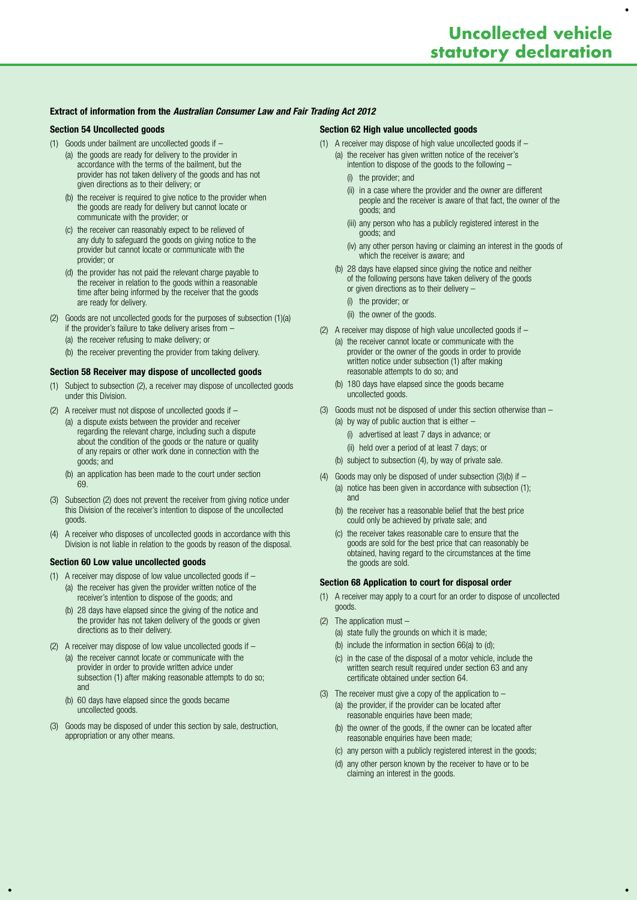# Uncollected vehicle statutory declaration

**Extract of information from the *Australian Consumer Law and Fair Trading Act 2012***

### Section 54 Uncollected goods

(1) Goods under bailment are uncollected goods if –
   (a) the goods are ready for delivery to the provider in accordance with the terms of the bailment, but the provider has not taken delivery of the goods and has not given directions as to their delivery; or
   (b) the receiver is required to give notice to the provider when the goods are ready for delivery but cannot locate or communicate with the provider; or
   (c) the receiver can reasonably expect to be relieved of any duty to safeguard the goods on giving notice to the provider but cannot locate or communicate with the provider; or
   (d) the provider has not paid the relevant charge payable to the receiver in relation to the goods within a reasonable time after being informed by the receiver that the goods are ready for delivery.

(2) Goods are not uncollected goods for the purposes of subsection (1)(a) if the provider's failure to take delivery arises from –
   (a) the receiver refusing to make delivery; or
   (b) the receiver preventing the provider from taking delivery.

### Section 58 Receiver may dispose of uncollected goods

(1) Subject to subsection (2), a receiver may dispose of uncollected goods under this Division.

(2) A receiver must not dispose of uncollected goods if –
   (a) a dispute exists between the provider and receiver regarding the relevant charge, including such a dispute about the condition of the goods or the nature or quality of any repairs or other work done in connection with the goods; and
   (b) an application has been made to the court under section 69.

(3) Subsection (2) does not prevent the receiver from giving notice under this Division of the receiver's intention to dispose of the uncollected goods.

(4) A receiver who disposes of uncollected goods in accordance with this Division is not liable in relation to the goods by reason of the disposal.

### Section 60 Low value uncollected goods

(1) A receiver may dispose of low value uncollected goods if –
   (a) the receiver has given the provider written notice of the receiver's intention to dispose of the goods; and
   (b) 28 days have elapsed since the giving of the notice and the provider has not taken delivery of the goods or given directions as to their delivery.

(2) A receiver may dispose of low value uncollected goods if –
   (a) the receiver cannot locate or communicate with the provider in order to provide written advice under subsection (1) after making reasonable attempts to do so; and
   (b) 60 days have elapsed since the goods became uncollected goods.

(3) Goods may be disposed of under this section by sale, destruction, appropriation or any other means.

### Section 62 High value uncollected goods

(1) A receiver may dispose of high value uncollected goods if –
   (a) the receiver has given written notice of the receiver's intention to dispose of the goods to the following –
      (i) the provider; and
      (ii) in a case where the provider and the owner are different people and the receiver is aware of that fact, the owner of the goods; and
      (iii) any person who has a publicly registered interest in the goods; and
      (iv) any other person having or claiming an interest in the goods of which the receiver is aware; and
   (b) 28 days have elapsed since giving the notice and neither of the following persons have taken delivery of the goods or given directions as to their delivery –
      (i) the provider; or
      (ii) the owner of the goods.

(2) A receiver may dispose of high value uncollected goods if –
   (a) the receiver cannot locate or communicate with the provider or the owner of the goods in order to provide written notice under subsection (1) after making reasonable attempts to do so; and
   (b) 180 days have elapsed since the goods became uncollected goods.

(3) Goods must not be disposed of under this section otherwise than –
   (a) by way of public auction that is either –
      (i) advertised at least 7 days in advance; or
      (ii) held over a period of at least 7 days; or
   (b) subject to subsection (4), by way of private sale.

(4) Goods may only be disposed of under subsection (3)(b) if –
   (a) notice has been given in accordance with subsection (1); and
   (b) the receiver has a reasonable belief that the best price could only be achieved by private sale; and
   (c) the receiver takes reasonable care to ensure that the goods are sold for the best price that can reasonably be obtained, having regard to the circumstances at the time the goods are sold.

### Section 68 Application to court for disposal order

(1) A receiver may apply to a court for an order to dispose of uncollected goods.

(2) The application must –
   (a) state fully the grounds on which it is made;
   (b) include the information in section 66(a) to (d);
   (c) in the case of the disposal of a motor vehicle, include the written search result required under section 63 and any certificate obtained under section 64.

(3) The receiver must give a copy of the application to –
   (a) the provider, if the provider can be located after reasonable enquiries have been made;
   (b) the owner of the goods, if the owner can be located after reasonable enquiries have been made;
   (c) any person with a publicly registered interest in the goods;
   (d) any other person known by the receiver to have or to be claiming an interest in the goods.